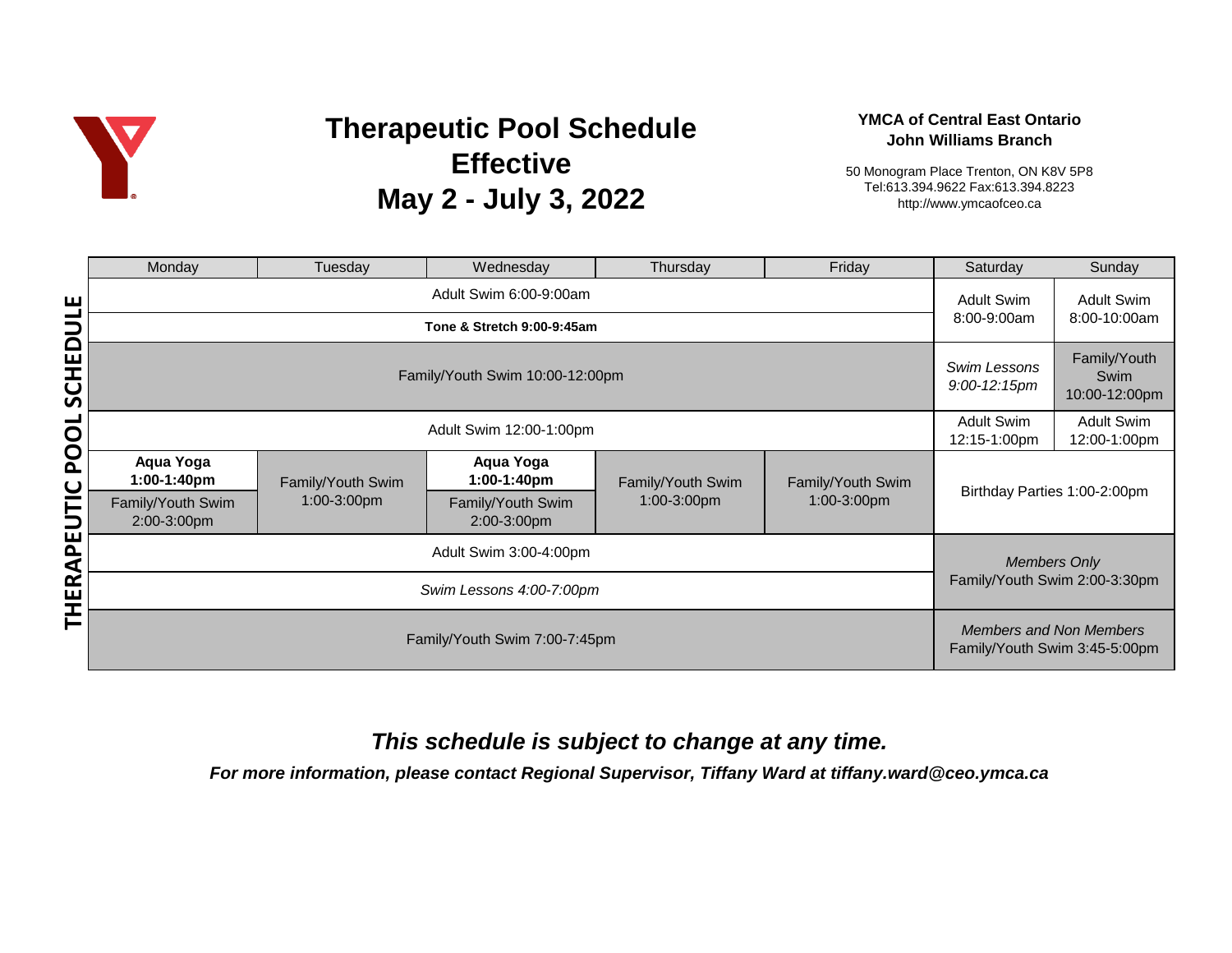# Therapeutic Pool Schedule Effective May 2 - July 3, 2022

**YMCA of Central East Ontario**
**John Williams Branch**

50 Monogram Place Trenton, ON K8V 5P8
Tel:613.394.9622 Fax:613.394.8223
http://www.ymcaofceo.ca

**THERAPEUTIC POOL SCHEDULE**

| Monday | Tuesday | Wednesday | Thursday | Friday | Saturday | Sunday |
|---|---|---|---|---|---|---|
| Adult Swim 6:00-9:00am | | | | | Adult Swim 8:00-9:00am | Adult Swim 8:00-10:00am |
| **Tone & Stretch 9:00-9:45am** | | | | | | |
| Family/Youth Swim 10:00-12:00pm | | | | | *Swim Lessons 9:00-12:15pm* | Family/Youth Swim 10:00-12:00pm |
| Adult Swim 12:00-1:00pm | | | | | Adult Swim 12:15-1:00pm | Adult Swim 12:00-1:00pm |
| **Aqua Yoga 1:00-1:40pm** | Family/Youth Swim 1:00-3:00pm | **Aqua Yoga 1:00-1:40pm** | Family/Youth Swim 1:00-3:00pm | Family/Youth Swim 1:00-3:00pm | Birthday Parties 1:00-2:00pm | |
| Family/Youth Swim 2:00-3:00pm | | Family/Youth Swim 2:00-3:00pm | | | | |
| Adult Swim 3:00-4:00pm | | | | | *Members Only* Family/Youth Swim 2:00-3:30pm | |
| *Swim Lessons 4:00-7:00pm* | | | | | | |
| Family/Youth Swim 7:00-7:45pm | | | | | *Members and Non Members* Family/Youth Swim 3:45-5:00pm | |

***This schedule is subject to change at any time.***

***For more information, please contact Regional Supervisor, Tiffany Ward at tiffany.ward@ceo.ymca.ca***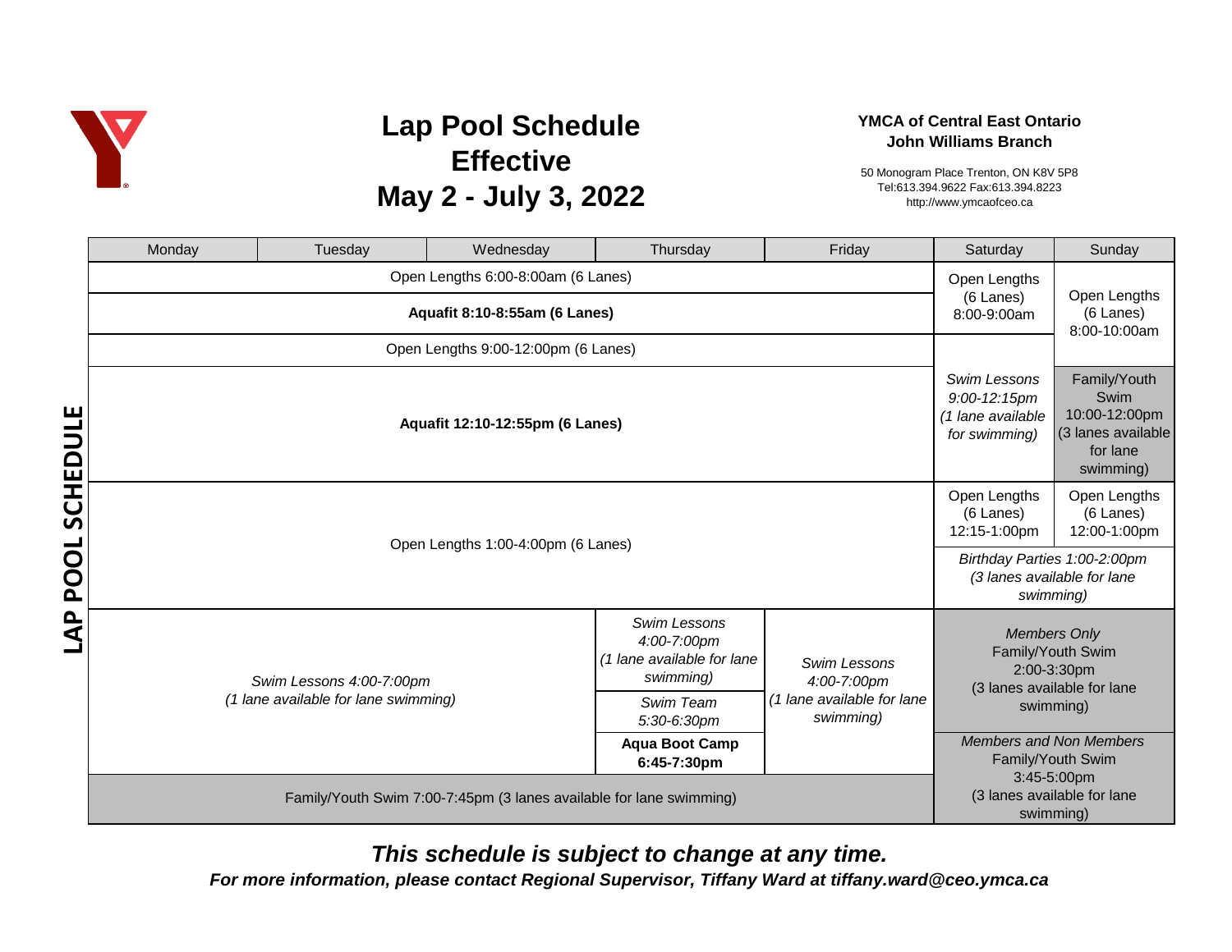# Lap Pool Schedule Effective May 2 - July 3, 2022

**YMCA of Central East Ontario**
**John Williams Branch**

50 Monogram Place Trenton, ON K8V 5P8
Tel:613.394.9622 Fax:613.394.8223
http://www.ymcaofceo.ca

## LAP POOL SCHEDULE

| Monday | Tuesday | Wednesday | Thursday | Friday | Saturday | Sunday |
|---|---|---|---|---|---|---|
| Open Lengths 6:00-8:00am (6 Lanes) | | | | | Open Lengths (6 Lanes) 8:00-9:00am | Open Lengths (6 Lanes) 8:00-10:00am |
| **Aquafit 8:10-8:55am (6 Lanes)** | | | | | | |
| Open Lengths 9:00-12:00pm (6 Lanes) | | | | | *Swim Lessons 9:00-12:15pm (1 lane available for swimming)* | |
| **Aquafit 12:10-12:55pm (6 Lanes)** | | | | | | Family/Youth Swim 10:00-12:00pm (3 lanes available for lane swimming) |
| Open Lengths 1:00-4:00pm (6 Lanes) | | | | | Open Lengths (6 Lanes) 12:15-1:00pm | Open Lengths (6 Lanes) 12:00-1:00pm |
| | | | | | *Birthday Parties 1:00-2:00pm (3 lanes available for lane swimming)* | |
| *Swim Lessons 4:00-7:00pm (1 lane available for lane swimming)* | | | *Swim Lessons 4:00-7:00pm (1 lane available for lane swimming)* | *Swim Lessons 4:00-7:00pm (1 lane available for lane swimming)* | *Members Only* Family/Youth Swim 2:00-3:30pm (3 lanes available for lane swimming) | |
| | | | *Swim Team 5:30-6:30pm* | | | |
| | | | **Aqua Boot Camp 6:45-7:30pm** | | *Members and Non Members* Family/Youth Swim 3:45-5:00pm (3 lanes available for lane swimming) | |
| Family/Youth Swim 7:00-7:45pm (3 lanes available for lane swimming) | | | | | | |

***This schedule is subject to change at any time.***

***For more information, please contact Regional Supervisor, Tiffany Ward at tiffany.ward@ceo.ymca.ca***